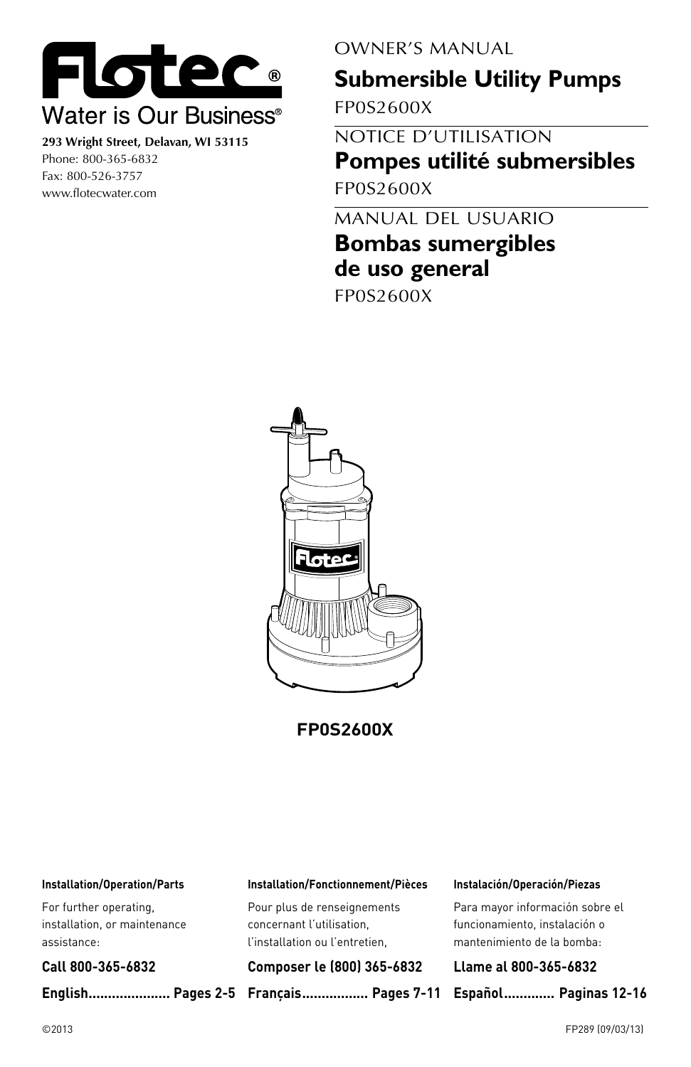# Flotec®

Water is Our Business®

**293 Wright Street, Delavan, WI 53115**
Phone: 800-365-6832
Fax: 800-526-3757
www.flotecwater.com

OWNER'S MANUAL

## Submersible Utility Pumps

FP0S2600X

NOTICE D'UTILISATION

## Pompes utilité submersibles

FP0S2600X

MANUAL DEL USUARIO

## Bombas sumergibles de uso general

FP0S2600X

**FP0S2600X**

**Installation/Operation/Parts**

For further operating, installation, or maintenance assistance:

**Call 800-365-6832**

**English..................... Pages 2-5**

**Installation/Fonctionnement/Pièces**

Pour plus de renseignements concernant l'utilisation, l'installation ou l'entretien,

**Composer le (800) 365-6832**

**Français................. Pages 7-11**

**Instalación/Operación/Piezas**

Para mayor información sobre el funcionamiento, instalación o mantenimiento de la bomba:

**Llame al 800-365-6832**

**Español............. Paginas 12-16**

©2013

FP289 (09/03/13)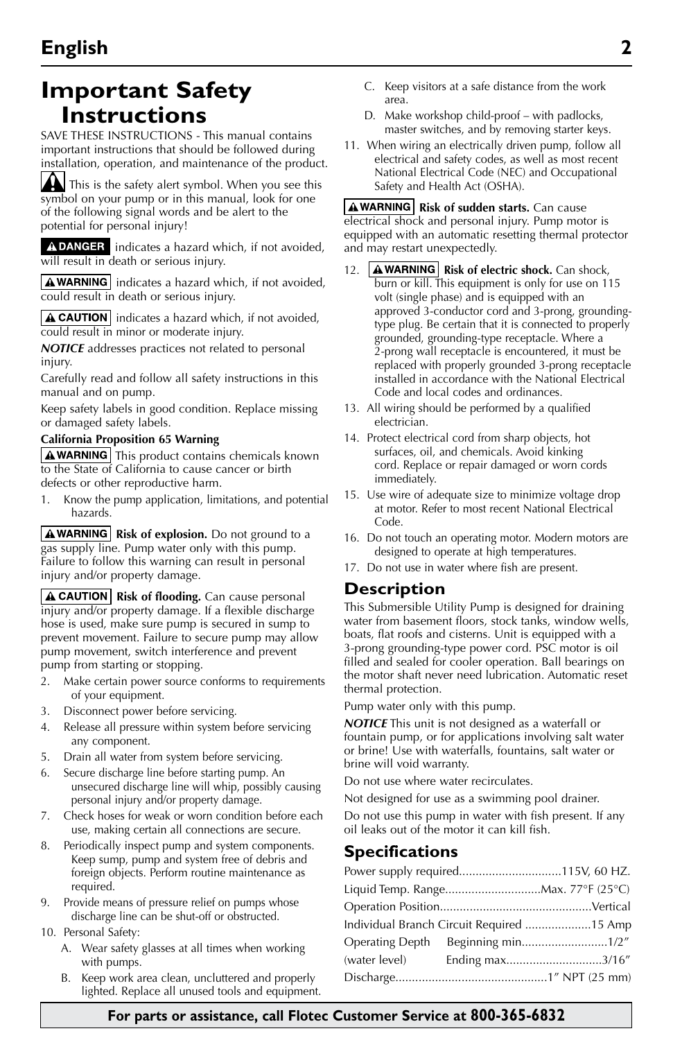## English

# Important Safety Instructions

SAVE THESE INSTRUCTIONS - This manual contains important instructions that should be followed during installation, operation, and maintenance of the product.

This is the safety alert symbol. When you see this symbol on your pump or in this manual, look for one of the following signal words and be alert to the potential for personal injury!

**DANGER** indicates a hazard which, if not avoided, will result in death or serious injury.

**WARNING** indicates a hazard which, if not avoided, could result in death or serious injury.

**CAUTION** indicates a hazard which, if not avoided, could result in minor or moderate injury.

***NOTICE*** addresses practices not related to personal injury.

Carefully read and follow all safety instructions in this manual and on pump.

Keep safety labels in good condition. Replace missing or damaged safety labels.

**California Proposition 65 Warning**

**WARNING** This product contains chemicals known to the State of California to cause cancer or birth defects or other reproductive harm.

1. Know the pump application, limitations, and potential hazards.

**WARNING** **Risk of explosion.** Do not ground to a gas supply line. Pump water only with this pump. Failure to follow this warning can result in personal injury and/or property damage.

**CAUTION** **Risk of flooding.** Can cause personal injury and/or property damage. If a flexible discharge hose is used, make sure pump is secured in sump to prevent movement. Failure to secure pump may allow pump movement, switch interference and prevent pump from starting or stopping.

2. Make certain power source conforms to requirements of your equipment.
3. Disconnect power before servicing.
4. Release all pressure within system before servicing any component.
5. Drain all water from system before servicing.
6. Secure discharge line before starting pump. An unsecured discharge line will whip, possibly causing personal injury and/or property damage.
7. Check hoses for weak or worn condition before each use, making certain all connections are secure.
8. Periodically inspect pump and system components. Keep sump, pump and system free of debris and foreign objects. Perform routine maintenance as required.
9. Provide means of pressure relief on pumps whose discharge line can be shut-off or obstructed.
10. Personal Safety:
    A. Wear safety glasses at all times when working with pumps.
    B. Keep work area clean, uncluttered and properly lighted. Replace all unused tools and equipment.
    C. Keep visitors at a safe distance from the work area.
    D. Make workshop child-proof – with padlocks, master switches, and by removing starter keys.
11. When wiring an electrically driven pump, follow all electrical and safety codes, as well as most recent National Electrical Code (NEC) and Occupational Safety and Health Act (OSHA).

**WARNING** **Risk of sudden starts.** Can cause electrical shock and personal injury. Pump motor is equipped with an automatic resetting thermal protector and may restart unexpectedly.

12. **WARNING** **Risk of electric shock.** Can shock, burn or kill. This equipment is only for use on 115 volt (single phase) and is equipped with an approved 3-conductor cord and 3-prong, grounding-type plug. Be certain that it is connected to properly grounded, grounding-type receptacle. Where a 2-prong wall receptacle is encountered, it must be replaced with properly grounded 3-prong receptacle installed in accordance with the National Electrical Code and local codes and ordinances.
13. All wiring should be performed by a qualified electrician.
14. Protect electrical cord from sharp objects, hot surfaces, oil, and chemicals. Avoid kinking cord. Replace or repair damaged or worn cords immediately.
15. Use wire of adequate size to minimize voltage drop at motor. Refer to most recent National Electrical Code.
16. Do not touch an operating motor. Modern motors are designed to operate at high temperatures.
17. Do not use in water where fish are present.

## Description

This Submersible Utility Pump is designed for draining water from basement floors, stock tanks, window wells, boats, flat roofs and cisterns. Unit is equipped with a 3-prong grounding-type power cord. PSC motor is oil filled and sealed for cooler operation. Ball bearings on the motor shaft never need lubrication. Automatic reset thermal protection.

Pump water only with this pump.

***NOTICE*** This unit is not designed as a waterfall or fountain pump, or for applications involving salt water or brine! Use with waterfalls, fountains, salt water or brine will void warranty.

Do not use where water recirculates.

Not designed for use as a swimming pool drainer.

Do not use this pump in water with fish present. If any oil leaks out of the motor it can kill fish.

## Specifications

| | | |
|---|---|---|
| Power supply required | | 115V, 60 HZ. |
| Liquid Temp. Range | | Max. 77°F (25°C) |
| Operation Position | | Vertical |
| Individual Branch Circuit Required | | 15 Amp |
| Operating Depth | Beginning min. | 1/2″ |
| (water level) | Ending max. | 3/16″ |
| Discharge | | 1″ NPT (25 mm) |

**For parts or assistance, call Flotec Customer Service at 800-365-6832**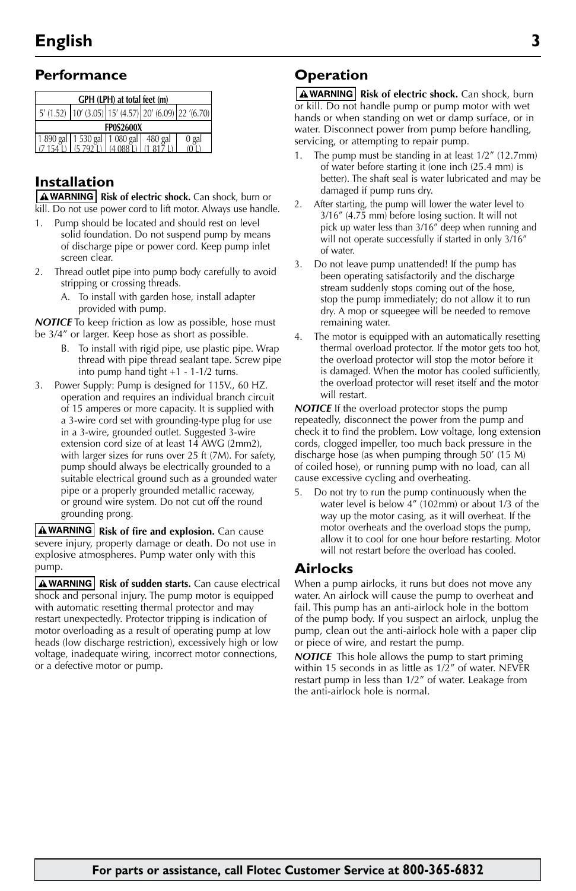## Performance

| GPH (LPH) at total feet (m) | | | | |
|---|---|---|---|---|
| 5' (1.52) | 10' (3.05) | 15' (4.57) | 20' (6.09) | 22 '(6.70) |
| **FP0S2600X** | | | | |
| 1 890 gal (7 154 L) | 1 530 gal (5 792 L) | 1 080 gal (4 088 L) | 480 gal (1 817 L) | 0 gal (0 L) |

## Installation

**⚠WARNING** **Risk of electric shock.** Can shock, burn or kill. Do not use power cord to lift motor. Always use handle.

1. Pump should be located and should rest on level solid foundation. Do not suspend pump by means of discharge pipe or power cord. Keep pump inlet screen clear.
2. Thread outlet pipe into pump body carefully to avoid stripping or crossing threads.
   A. To install with garden hose, install adapter provided with pump.

***NOTICE*** To keep friction as low as possible, hose must be 3/4" or larger. Keep hose as short as possible.

   B. To install with rigid pipe, use plastic pipe. Wrap thread with pipe thread sealant tape. Screw pipe into pump hand tight +1 - 1-1/2 turns.

3. Power Supply: Pump is designed for 115V., 60 HZ. operation and requires an individual branch circuit of 15 amperes or more capacity. It is supplied with a 3-wire cord set with grounding-type plug for use in a 3-wire, grounded outlet. Suggested 3-wire extension cord size of at least 14 AWG (2mm2), with larger sizes for runs over 25 ft (7M). For safety, pump should always be electrically grounded to a suitable electrical ground such as a grounded water pipe or a properly grounded metallic raceway, or ground wire system. Do not cut off the round grounding prong.

**⚠WARNING** **Risk of fire and explosion.** Can cause severe injury, property damage or death. Do not use in explosive atmospheres. Pump water only with this pump.

**⚠WARNING** **Risk of sudden starts.** Can cause electrical shock and personal injury. The pump motor is equipped with automatic resetting thermal protector and may restart unexpectedly. Protector tripping is indication of motor overloading as a result of operating pump at low heads (low discharge restriction), excessively high or low voltage, inadequate wiring, incorrect motor connections, or a defective motor or pump.

## Operation

**⚠WARNING** **Risk of electric shock.** Can shock, burn or kill. Do not handle pump or pump motor with wet hands or when standing on wet or damp surface, or in water. Disconnect power from pump before handling, servicing, or attempting to repair pump.

1. The pump must be standing in at least 1/2" (12.7mm) of water before starting it (one inch (25.4 mm) is better). The shaft seal is water lubricated and may be damaged if pump runs dry.
2. After starting, the pump will lower the water level to 3/16" (4.75 mm) before losing suction. It will not pick up water less than 3/16" deep when running and will not operate successfully if started in only 3/16" of water.
3. Do not leave pump unattended! If the pump has been operating satisfactorily and the discharge stream suddenly stops coming out of the hose, stop the pump immediately; do not allow it to run dry. A mop or squeegee will be needed to remove remaining water.
4. The motor is equipped with an automatically resetting thermal overload protector. If the motor gets too hot, the overload protector will stop the motor before it is damaged. When the motor has cooled sufficiently, the overload protector will reset itself and the motor will restart.

***NOTICE*** If the overload protector stops the pump repeatedly, disconnect the power from the pump and check it to find the problem. Low voltage, long extension cords, clogged impeller, too much back pressure in the discharge hose (as when pumping through 50' (15 M) of coiled hose), or running pump with no load, can all cause excessive cycling and overheating.

5. Do not try to run the pump continuously when the water level is below 4" (102mm) or about 1/3 of the way up the motor casing, as it will overheat. If the motor overheats and the overload stops the pump, allow it to cool for one hour before restarting. Motor will not restart before the overload has cooled.

## Airlocks

When a pump airlocks, it runs but does not move any water. An airlock will cause the pump to overheat and fail. This pump has an anti-airlock hole in the bottom of the pump body. If you suspect an airlock, unplug the pump, clean out the anti-airlock hole with a paper clip or piece of wire, and restart the pump.

***NOTICE*** This hole allows the pump to start priming within 15 seconds in as little as 1/2" of water. NEVER restart pump in less than 1/2" of water. Leakage from the anti-airlock hole is normal.

**For parts or assistance, call Flotec Customer Service at 800-365-6832**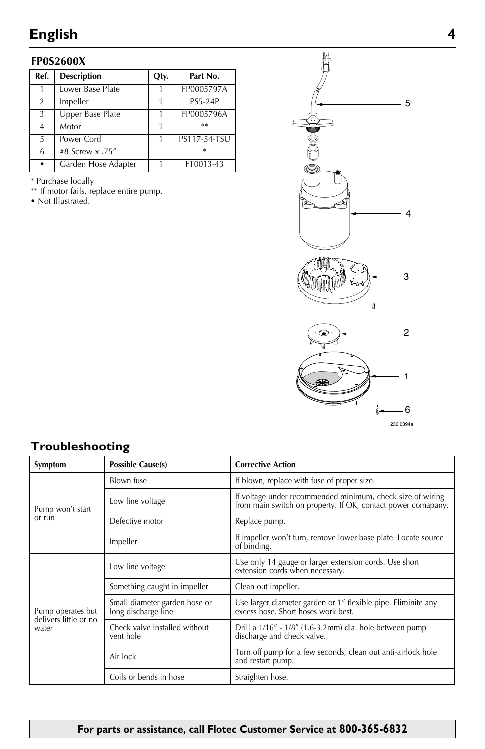# English

### FP0S2600X

| Ref. | Description | Qty. | Part No. |
|---|---|---|---|
| 1 | Lower Base Plate | 1 | FP0005797A |
| 2 | Impeller | 1 | PS5-24P |
| 3 | Upper Base Plate | 1 | FP0005796A |
| 4 | Motor | 1 | ** |
| 5 | Power Cord | 1 | PS117-54-TSU |
| 6 | #8 Screw x .75″ | | * |
| • | Garden Hose Adapter | 1 | FT0013-43 |

\* Purchase locally
** If motor fails, replace entire pump.
• Not Illustrated.

## Troubleshooting

| Symptom | Possible Cause(s) | Corrective Action |
|---|---|---|
| Pump won't start or run | Blown fuse | If blown, replace with fuse of proper size. |
| | Low line voltage | If voltage under recommended minimum, check size of wiring from main switch on property. If OK, contact power comapany. |
| | Defective motor | Replace pump. |
| | Impeller | If impeller won't turn, remove lower base plate. Locate source of binding. |
| Pump operates but delivers little or no water | Low line voltage | Use only 14 gauge or larger extension cords. Use short extension cords when necessary. |
| | Something caught in impeller | Clean out impeller. |
| | Small diameter garden hose or long discharge line | Use larger diameter garden or 1″ flexible pipe. Eliminite any excess hose. Short hoses work best. |
| | Check valve installed without vent hole | Drill a 1/16″ - 1/8″ (1.6-3.2mm) dia. hole between pump discharge and check valve. |
| | Air lock | Turn off pump for a few seconds, clean out anti-airlock hole and restart pump. |
| | Coils or bends in hose | Straighten hose. |

**For parts or assistance, call Flotec Customer Service at 800-365-6832**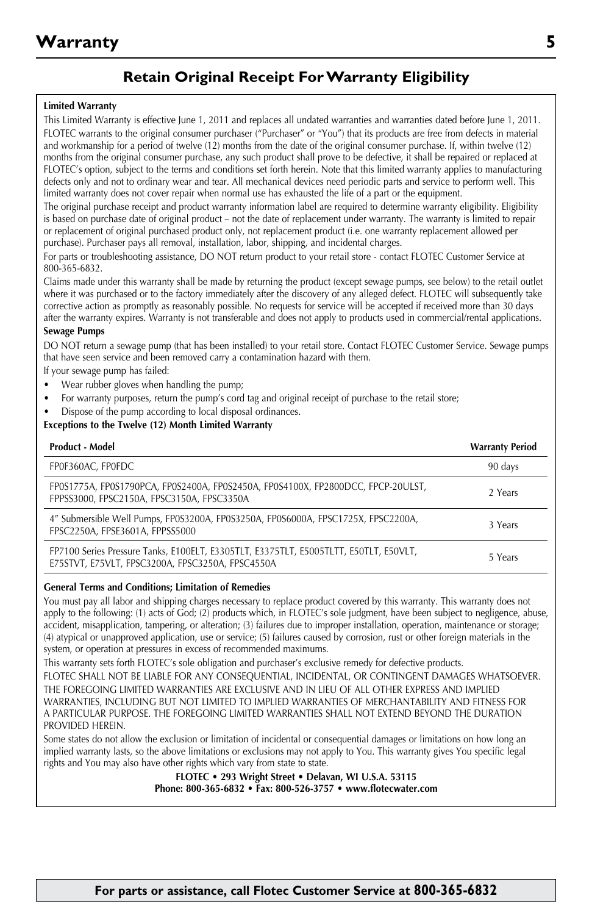# Warranty

## Retain Original Receipt For Warranty Eligibility

**Limited Warranty**

This Limited Warranty is effective June 1, 2011 and replaces all undated warranties and warranties dated before June 1, 2011.

FLOTEC warrants to the original consumer purchaser ("Purchaser" or "You") that its products are free from defects in material and workmanship for a period of twelve (12) months from the date of the original consumer purchase. If, within twelve (12) months from the original consumer purchase, any such product shall prove to be defective, it shall be repaired or replaced at FLOTEC's option, subject to the terms and conditions set forth herein. Note that this limited warranty applies to manufacturing defects only and not to ordinary wear and tear. All mechanical devices need periodic parts and service to perform well. This limited warranty does not cover repair when normal use has exhausted the life of a part or the equipment.

The original purchase receipt and product warranty information label are required to determine warranty eligibility. Eligibility is based on purchase date of original product – not the date of replacement under warranty. The warranty is limited to repair or replacement of original purchased product only, not replacement product (i.e. one warranty replacement allowed per purchase). Purchaser pays all removal, installation, labor, shipping, and incidental charges.

For parts or troubleshooting assistance, DO NOT return product to your retail store - contact FLOTEC Customer Service at 800-365-6832.

Claims made under this warranty shall be made by returning the product (except sewage pumps, see below) to the retail outlet where it was purchased or to the factory immediately after the discovery of any alleged defect. FLOTEC will subsequently take corrective action as promptly as reasonably possible. No requests for service will be accepted if received more than 30 days after the warranty expires. Warranty is not transferable and does not apply to products used in commercial/rental applications.

**Sewage Pumps**

DO NOT return a sewage pump (that has been installed) to your retail store. Contact FLOTEC Customer Service. Sewage pumps that have seen service and been removed carry a contamination hazard with them.

If your sewage pump has failed:

- Wear rubber gloves when handling the pump;
- For warranty purposes, return the pump's cord tag and original receipt of purchase to the retail store;
- Dispose of the pump according to local disposal ordinances.

**Exceptions to the Twelve (12) Month Limited Warranty**

| Product - Model | Warranty Period |
|---|---|
| FP0F360AC, FP0FDC | 90 days |
| FP0S1775A, FP0S1790PCA, FP0S2400A, FP0S2450A, FP0S4100X, FP2800DCC, FPCP-20ULST, FPPSS3000, FPSC2150A, FPSC3150A, FPSC3350A | 2 Years |
| 4" Submersible Well Pumps, FP0S3200A, FP0S3250A, FP0S6000A, FPSC1725X, FPSC2200A, FPSC2250A, FPSE3601A, FPPSS5000 | 3 Years |
| FP7100 Series Pressure Tanks, E100ELT, E3305TLT, E3375TLT, E5005TLTT, E50TLT, E50VLT, E75STVT, E75VLT, FPSC3200A, FPSC3250A, FPSC4550A | 5 Years |

**General Terms and Conditions; Limitation of Remedies**

You must pay all labor and shipping charges necessary to replace product covered by this warranty. This warranty does not apply to the following: (1) acts of God; (2) products which, in FLOTEC's sole judgment, have been subject to negligence, abuse, accident, misapplication, tampering, or alteration; (3) failures due to improper installation, operation, maintenance or storage; (4) atypical or unapproved application, use or service; (5) failures caused by corrosion, rust or other foreign materials in the system, or operation at pressures in excess of recommended maximums.

This warranty sets forth FLOTEC's sole obligation and purchaser's exclusive remedy for defective products.

FLOTEC SHALL NOT BE LIABLE FOR ANY CONSEQUENTIAL, INCIDENTAL, OR CONTINGENT DAMAGES WHATSOEVER.

THE FOREGOING LIMITED WARRANTIES ARE EXCLUSIVE AND IN LIEU OF ALL OTHER EXPRESS AND IMPLIED WARRANTIES, INCLUDING BUT NOT LIMITED TO IMPLIED WARRANTIES OF MERCHANTABILITY AND FITNESS FOR A PARTICULAR PURPOSE. THE FOREGOING LIMITED WARRANTIES SHALL NOT EXTEND BEYOND THE DURATION PROVIDED HEREIN.

Some states do not allow the exclusion or limitation of incidental or consequential damages or limitations on how long an implied warranty lasts, so the above limitations or exclusions may not apply to You. This warranty gives You specific legal rights and You may also have other rights which vary from state to state.

**FLOTEC • 293 Wright Street • Delavan, WI U.S.A. 53115**
**Phone: 800-365-6832 • Fax: 800-526-3757 • www.flotecwater.com**

**For parts or assistance, call Flotec Customer Service at 800-365-6832**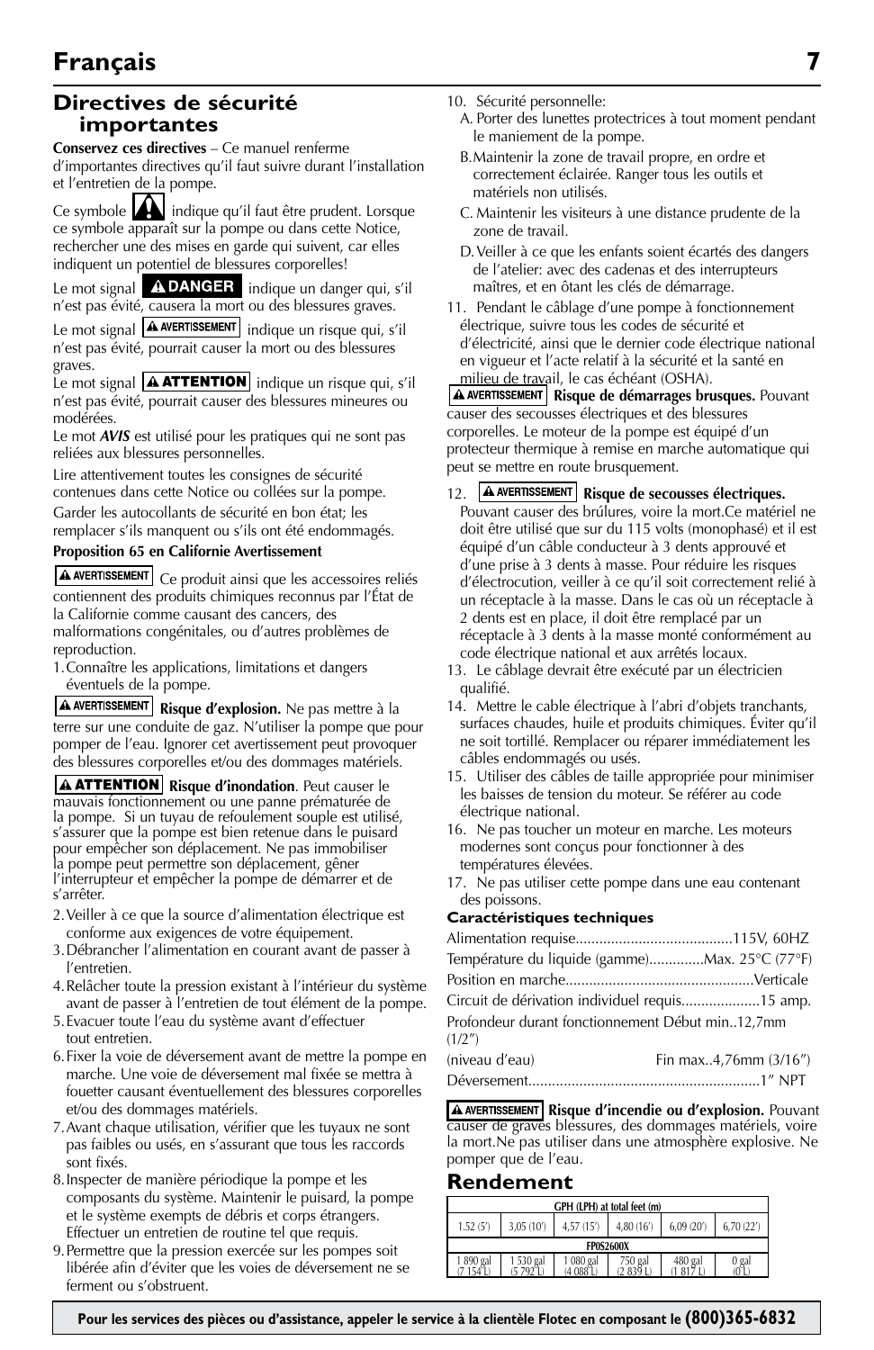# Français

## Directives de sécurité importantes

**Conservez ces directives** – Ce manuel renferme d'importantes directives qu'il faut suivre durant l'installation et l'entretien de la pompe.

Ce symbole ⚠ indique qu'il faut être prudent. Lorsque ce symbole apparaît sur la pompe ou dans cette Notice, rechercher une des mises en garde qui suivent, car elles indiquent un potentiel de blessures corporelles!

Le mot signal **⚠ DANGER** indique un danger qui, s'il n'est pas évité, causera la mort ou des blessures graves.

Le mot signal **⚠ AVERTISSEMENT** indique un risque qui, s'il n'est pas évité, pourrait causer la mort ou des blessures graves.

Le mot signal **⚠ ATTENTION** indique un risque qui, s'il n'est pas évité, pourrait causer des blessures mineures ou modérées.

Le mot ***AVIS*** est utilisé pour les pratiques qui ne sont pas reliées aux blessures personnelles.

Lire attentivement toutes les consignes de sécurité contenues dans cette Notice ou collées sur la pompe.

Garder les autocollants de sécurité en bon état; les remplacer s'ils manquent ou s'ils ont été endommagés.

**Proposition 65 en Californie Avertissement**

**⚠ AVERTISSEMENT** Ce produit ainsi que les accessoires reliés contiennent des produits chimiques reconnus par l'État de la Californie comme causant des cancers, des malformations congénitales, ou d'autres problèmes de reproduction.

1. Connaître les applications, limitations et dangers éventuels de la pompe.

**⚠ AVERTISSEMENT** **Risque d'explosion.** Ne pas mettre à la terre sur une conduite de gaz. N'utiliser la pompe que pour pomper de l'eau. Ignorer cet avertissement peut provoquer des blessures corporelles et/ou des dommages matériels.

**⚠ ATTENTION** **Risque d'inondation**. Peut causer le mauvais fonctionnement ou une panne prématurée de la pompe. Si un tuyau de refoulement souple est utilisé, s'assurer que la pompe est bien retenue dans le puisard pour empêcher son déplacement. Ne pas immobiliser la pompe peut permettre son déplacement, gêner l'interrupteur et empêcher la pompe de démarrer et de s'arrêter.

2. Veiller à ce que la source d'alimentation électrique est conforme aux exigences de votre équipement.
3. Débrancher l'alimentation en courant avant de passer à l'entretien.
4. Relâcher toute la pression existant à l'intérieur du système avant de passer à l'entretien de tout élément de la pompe.
5. Evacuer toute l'eau du système avant d'effectuer tout entretien.
6. Fixer la voie de déversement avant de mettre la pompe en marche. Une voie de déversement mal fixée se mettra à fouetter causant éventuellement des blessures corporelles et/ou des dommages matériels.
7. Avant chaque utilisation, vérifier que les tuyaux ne sont pas faibles ou usés, en s'assurant que tous les raccords sont fixés.
8. Inspecter de manière périodique la pompe et les composants du système. Maintenir le puisard, la pompe et le système exempts de débris et corps étrangers. Effectuer un entretien de routine tel que requis.
9. Permettre que la pression exercée sur les pompes soit libérée afin d'éviter que les voies de déversement ne se ferment ou s'obstruent.
10. Sécurité personnelle:
    A. Porter des lunettes protectrices à tout moment pendant le maniement de la pompe.
    B. Maintenir la zone de travail propre, en ordre et correctement éclairée. Ranger tous les outils et matériels non utilisés.
    C. Maintenir les visiteurs à une distance prudente de la zone de travail.
    D. Veiller à ce que les enfants soient écartés des dangers de l'atelier: avec des cadenas et des interrupteurs maîtres, et en ôtant les clés de démarrage.
11. Pendant le câblage d'une pompe à fonctionnement électrique, suivre tous les codes de sécurité et d'électricité, ainsi que le dernier code électrique national en vigueur et l'acte relatif à la sécurité et la santé en milieu de travail, le cas échéant (OSHA).

**⚠ AVERTISSEMENT** **Risque de démarrages brusques.** Pouvant causer des secousses électriques et des blessures corporelles. Le moteur de la pompe est équipé d'un protecteur thermique à remise en marche automatique qui peut se mettre en route brusquement.

12. **⚠ AVERTISSEMENT** **Risque de secousses électriques.** Pouvant causer des brûlures, voire la mort.Ce matériel ne doit être utilisé que sur du 115 volts (monophasé) et il est équipé d'un câble conducteur à 3 dents approuvé et d'une prise à 3 dents à masse. Pour réduire les risques d'électrocution, veiller à ce qu'il soit correctement relié à un réceptacle à la masse. Dans le cas où un réceptacle à 2 dents est en place, il doit être remplacé par un réceptacle à 3 dents à la masse monté conformément au code électrique national et aux arrêtés locaux.
13. Le câblage devrait être exécuté par un électricien qualifié.
14. Mettre le cable électrique à l'abri d'objets tranchants, surfaces chaudes, huile et produits chimiques. Éviter qu'il ne soit tortillé. Remplacer ou réparer immédiatement les câbles endommagés ou usés.
15. Utiliser des câbles de taille appropriée pour minimiser les baisses de tension du moteur. Se référer au code électrique national.
16. Ne pas toucher un moteur en marche. Les moteurs modernes sont conçus pour fonctionner à des températures élevées.
17. Ne pas utiliser cette pompe dans une eau contenant des poissons.

**Caractéristiques techniques**

Alimentation requise........................................115V, 60HZ

Température du liquide (gamme)..............Max. 25°C (77°F)

Position en marche................................................Verticale

Circuit de dérivation individuel requis....................15 amp.

Profondeur durant fonctionnement Début min..12,7mm (1/2″)

(niveau d'eau) Fin max..4,76mm (3/16″)

Déversement...........................................................1″ NPT

**⚠ AVERTISSEMENT** **Risque d'incendie ou d'explosion.** Pouvant causer de graves blessures, des dommages matériels, voire la mort.Ne pas utiliser dans une atmosphère explosive. Ne pomper que de l'eau.

## Rendement

| GPH (LPH) at total feet (m) | | | | | |
|---|---|---|---|---|---|
| 1.52 (5′) | 3,05 (10′) | 4,57 (15′) | 4,80 (16′) | 6,09 (20′) | 6,70 (22′) |
| **FP0S2600X** | | | | | |
| 1 890 gal (7 154 L) | 1 530 gal (5 792 L) | 1 080 gal (4 088 L) | 750 gal (2 839 L) | 480 gal (1 817 L) | 0 gal (0 L) |

**Pour les services des pièces ou d'assistance, appeler le service à la clientèle Flotec en composant le (800)365-6832**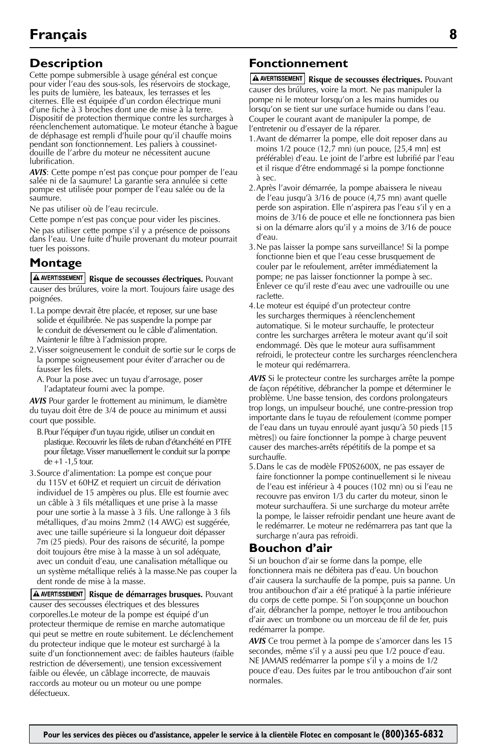# Français

## Description

Cette pompe submersible à usage général est conçue pour vider l'eau des sous-sols, les réservoirs de stockage, les puits de lumière, les bateaux, les terrasses et les citernes. Elle est équipée d'un cordon électrique muni d'une fiche à 3 broches dont une de mise à la terre. Dispositif de protection thermique contre les surcharges à réenclenchement automatique. Le moteur étanche à bague de déphasage est rempli d'huile pour qu'il chauffe moins pendant son fonctionnement. Les paliers à coussinet-douille de l'arbre du moteur ne nécessitent aucune lubrification.

***AVIS***: Cette pompe n'est pas conçue pour pomper de l'eau salée ni de la saumure! La garantie sera annulée si cette pompe est utilisée pour pomper de l'eau salée ou de la saumure.

Ne pas utiliser où de l'eau recircule.

Cette pompe n'est pas conçue pour vider les piscines.

Ne pas utiliser cette pompe s'il y a présence de poissons dans l'eau. Une fuite d'huile provenant du moteur pourrait tuer les poissons.

## Montage

**⚠ AVERTISSEMENT** **Risque de secousses électriques.** Pouvant causer des brûlures, voire la mort. Toujours faire usage des poignées.

1. La pompe devrait être placée, et reposer, sur une base solide et équilibrée. Ne pas suspendre la pompe par le conduit de déversement ou le câble d'alimentation. Maintenir le filtre à l'admission propre.
2. Visser soigneusement le conduit de sortie sur le corps de la pompe soigneusement pour éviter d'arracher ou de fausser les filets.
   A. Pour la pose avec un tuyau d'arrosage, poser l'adaptateur fourni avec la pompe.

***AVIS*** Pour garder le frottement au minimum, le diamètre du tuyau doit être de 3/4 de pouce au minimum et aussi court que possible.

   B. Pour l'équiper d'un tuyau rigide, utiliser un conduit en plastique. Recouvrir les filets de ruban d'étanchéité en PTFE pour filetage. Visser manuellement le conduit sur la pompe de +1 -1,5 tour.

3. Source d'alimentation: La pompe est conçue pour du 115V et 60HZ et requiert un circuit de dérivation individuel de 15 ampères ou plus. Elle est fournie avec un câble à 3 fils métalliques et une prise à la masse pour une sortie à la masse à 3 fils. Une rallonge à 3 fils métalliques, d'au moins 2mm2 (14 AWG) est suggérée, avec une taille supérieure si la longueur doit dépasser 7m (25 pieds). Pour des raisons de sécurité, la pompe doit toujours être mise à la masse à un sol adéquate, avec un conduit d'eau, une canalisation métallique ou un système métallique reliés à la masse.Ne pas couper la dent ronde de mise à la masse.

**⚠ AVERTISSEMENT** **Risque de démarrages brusques.** Pouvant causer des secousses électriques et des blessures corporelles.Le moteur de la pompe est équipé d'un protecteur thermique de remise en marche automatique qui peut se mettre en route subitement. Le déclenchement du protecteur indique que le moteur est surchargé à la suite d'un fonctionnement avec: de faibles hauteurs (faible restriction de déversement), une tension excessivement faible ou élevée, un câblage incorrecte, de mauvais raccords au moteur ou un moteur ou une pompe défectueux.

## Fonctionnement

**⚠ AVERTISSEMENT** **Risque de secousses électriques.** Pouvant causer des brûlures, voire la mort. Ne pas manipuler la pompe ni le moteur lorsqu'on a les mains humides ou lorsqu'on se tient sur une surface humide ou dans l'eau. Couper le courant avant de manipuler la pompe, de l'entretenir ou d'essayer de la réparer.

1. Avant de démarrer la pompe, elle doit reposer dans au moins 1/2 pouce (12,7 mn) (un pouce, [25,4 mn] est préférable) d'eau. Le joint de l'arbre est lubrifié par l'eau et il risque d'être endommagé si la pompe fonctionne à sec.
2. Après l'avoir démarrée, la pompe abaissera le niveau de l'eau jusqu'à 3/16 de pouce (4,75 mn) avant quelle perde son aspiration. Elle n'aspirera pas l'eau s'il y en a moins de 3/16 de pouce et elle ne fonctionnera pas bien si on la démarre alors qu'il y a moins de 3/16 de pouce d'eau.
3. Ne pas laisser la pompe sans surveillance! Si la pompe fonctionne bien et que l'eau cesse brusquement de couler par le refoulement, arrêter immédiatement la pompe; ne pas laisser fonctionner la pompe à sec. Enlever ce qu'il reste d'eau avec une vadrouille ou une raclette.
4. Le moteur est équipé d'un protecteur contre les surcharges thermiques à réenclenchement automatique. Si le moteur surchauffe, le protecteur contre les surcharges arrêtera le moteur avant qu'il soit endommagé. Dès que le moteur aura suffisamment refroidi, le protecteur contre les surcharges réenclenchera le moteur qui redémarrera.

***AVIS*** Si le protecteur contre les surcharges arrête la pompe de façon répétitive, débrancher la pompe et déterminer le problème. Une basse tension, des cordons prolongateurs trop longs, un impulseur bouché, une contre-pression trop importante dans le tuyau de refoulement (comme pomper de l'eau dans un tuyau enroulé ayant jusqu'à 50 pieds [15 mètres]) ou faire fonctionner la pompe à charge peuvent causer des marches-arrêts répétitifs de la pompe et sa surchauffe.

5. Dans le cas de modèle FP0S2600X, ne pas essayer de faire fonctionner la pompe continuellement si le niveau de l'eau est inférieur à 4 pouces (102 mn) ou si l'eau ne recouvre pas environ 1/3 du carter du moteur, sinon le moteur surchauffera. Si une surcharge du moteur arrête la pompe, le laisser refroidir pendant une heure avant de le redémarrer. Le moteur ne redémarrera pas tant que la surcharge n'aura pas refroidi.

## Bouchon d'air

Si un bouchon d'air se forme dans la pompe, elle fonctionnera mais ne débitera pas d'eau. Un bouchon d'air causera la surchauffe de la pompe, puis sa panne. Un trou antibouchon d'air a été pratiqué à la partie inférieure du corps de cette pompe. Si l'on soupçonne un bouchon d'air, débrancher la pompe, nettoyer le trou antibouchon d'air avec un trombone ou un morceau de fil de fer, puis redémarrer la pompe.

***AVIS*** Ce trou permet à la pompe de s'amorcer dans les 15 secondes, même s'il y a aussi peu que 1/2 pouce d'eau. NE JAMAIS redémarrer la pompe s'il y a moins de 1/2 pouce d'eau. Des fuites par le trou antibouchon d'air sont normales.

**Pour les services des pièces ou d'assistance, appeler le service à la clientèle Flotec en composant le (800)365-6832**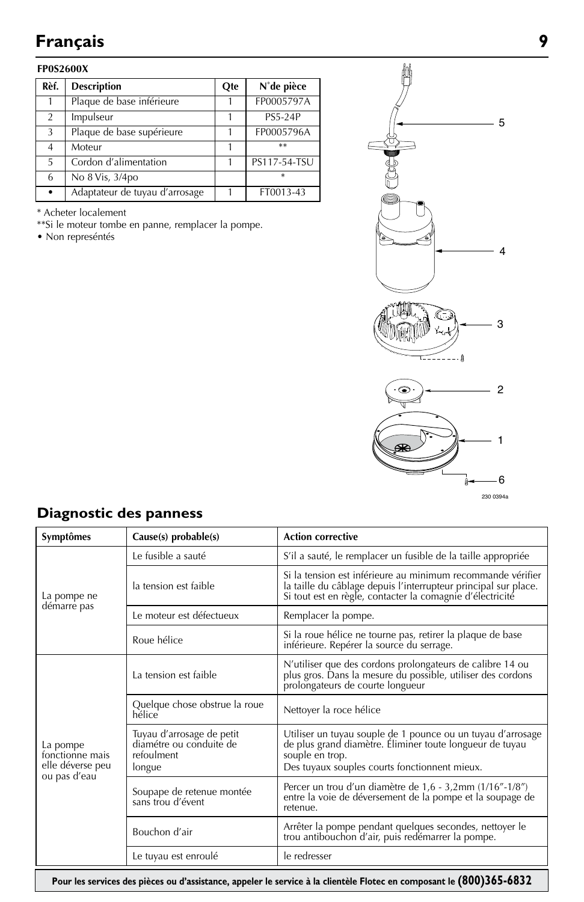**FP0S2600X**

| Rèf. | Description | Qte | N˚de pièce |
|---|---|---|---|
| 1 | Plaque de base inférieure | 1 | FP0005797A |
| 2 | Impulseur | 1 | PS5-24P |
| 3 | Plaque de base supérieure | 1 | FP0005796A |
| 4 | Moteur | 1 | ** |
| 5 | Cordon d'alimentation | 1 | PS117-54-TSU |
| 6 | No 8 Vis, 3/4po | | * |
| • | Adaptateur de tuyau d'arrosage | 1 | FT0013-43 |

\* Acheter localement
**Si le moteur tombe en panne, remplacer la pompe.
• Non represéntés

230 0394a

## Diagnostic des panness

| Symptômes | Cause(s) probable(s) | Action corrective |
|---|---|---|
| La pompe ne démarre pas | Le fusible a sauté | S'il a sauté, le remplacer un fusible de la taille appropriée |
| | la tension est faible | Si la tension est inférieure au minimum recommande vérifier la taille du câblage depuis l'interrupteur principal sur place. Si tout est en règle, contacter la comagnie d'électricité |
| | Le moteur est défectueux | Remplacer la pompe. |
| | Roue hélice | Si la roue hélice ne tourne pas, retirer la plaque de base inférieure. Repérer la source du serrage. |
| La pompe fonctionne mais elle déverse peu ou pas d'eau | La tension est faible | N'utiliser que des cordons prolongateurs de calibre 14 ou plus gros. Dans la mesure du possible, utiliser des cordons prolongateurs de courte longueur |
| | Quelque chose obstrue la roue hélice | Nettoyer la roce hélice |
| | Tuyau d'arrosage de petit diamétre ou conduite de refoulment longue | Utiliser un tuyau souple de 1 pounce ou un tuyau d'arrosage de plus grand diamètre. Éliminer toute longueur de tuyau souple en trop. Des tuyaux souples courts fonctionnent mieux. |
| | Soupape de retenue montée sans trou d'évent | Percer un trou d'un diamètre de 1,6 - 3,2mm (1/16"-1/8") entre la voie de déversement de la pompe et la soupage de retenue. |
| | Bouchon d'air | Arrêter la pompe pendant quelques secondes, nettoyer le trou antibouchon d'air, puis redémarrer la pompe. |
| | Le tuyau est enroulé | le redresser |

**Pour les services des pièces ou d'assistance, appeler le service à la clientèle Flotec en composant le (800)365-6832**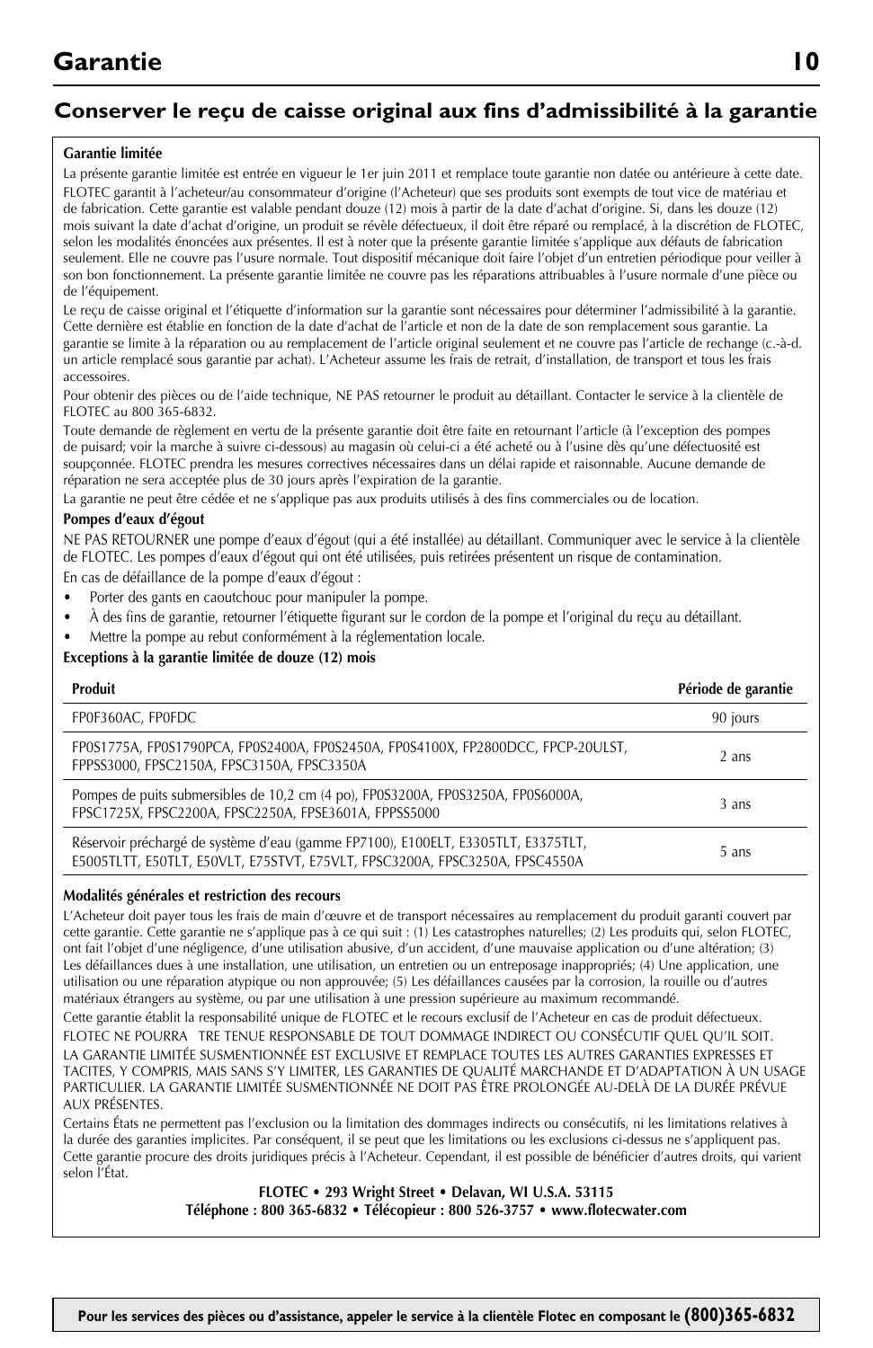# Garantie

## Conserver le reçu de caisse original aux fins d'admissibilité à la garantie

**Garantie limitée**

La présente garantie limitée est entrée en vigueur le 1er juin 2011 et remplace toute garantie non datée ou antérieure à cette date.

FLOTEC garantit à l'acheteur/au consommateur d'origine (l'Acheteur) que ses produits sont exempts de tout vice de matériau et de fabrication. Cette garantie est valable pendant douze (12) mois à partir de la date d'achat d'origine. Si, dans les douze (12) mois suivant la date d'achat d'origine, un produit se révèle défectueux, il doit être réparé ou remplacé, à la discrétion de FLOTEC, selon les modalités énoncées aux présentes. Il est à noter que la présente garantie limitée s'applique aux défauts de fabrication seulement. Elle ne couvre pas l'usure normale. Tout dispositif mécanique doit faire l'objet d'un entretien périodique pour veiller à son bon fonctionnement. La présente garantie limitée ne couvre pas les réparations attribuables à l'usure normale d'une pièce ou de l'équipement.

Le reçu de caisse original et l'étiquette d'information sur la garantie sont nécessaires pour déterminer l'admissibilité à la garantie. Cette dernière est établie en fonction de la date d'achat de l'article et non de la date de son remplacement sous garantie. La garantie se limite à la réparation ou au remplacement de l'article original seulement et ne couvre pas l'article de rechange (c.-à-d. un article remplacé sous garantie par achat). L'Acheteur assume les frais de retrait, d'installation, de transport et tous les frais accessoires.

Pour obtenir des pièces ou de l'aide technique, NE PAS retourner le produit au détaillant. Contacter le service à la clientèle de FLOTEC au 800 365-6832.

Toute demande de règlement en vertu de la présente garantie doit être faite en retournant l'article (à l'exception des pompes de puisard; voir la marche à suivre ci-dessous) au magasin où celui-ci a été acheté ou à l'usine dès qu'une défectuosité est soupçonnée. FLOTEC prendra les mesures correctives nécessaires dans un délai rapide et raisonnable. Aucune demande de réparation ne sera acceptée plus de 30 jours après l'expiration de la garantie.

La garantie ne peut être cédée et ne s'applique pas aux produits utilisés à des fins commerciales ou de location.

**Pompes d'eaux d'égout**

NE PAS RETOURNER une pompe d'eaux d'égout (qui a été installée) au détaillant. Communiquer avec le service à la clientèle de FLOTEC. Les pompes d'eaux d'égout qui ont été utilisées, puis retirées présentent un risque de contamination.

En cas de défaillance de la pompe d'eaux d'égout :

- Porter des gants en caoutchouc pour manipuler la pompe.
- À des fins de garantie, retourner l'étiquette figurant sur le cordon de la pompe et l'original du reçu au détaillant.
- Mettre la pompe au rebut conformément à la réglementation locale.

**Exceptions à la garantie limitée de douze (12) mois**

| Produit | Période de garantie |
|---|---|
| FP0F360AC, FP0FDC | 90 jours |
| FP0S1775A, FP0S1790PCA, FP0S2400A, FP0S2450A, FP0S4100X, FP2800DCC, FPCP-20ULST, FPPSS3000, FPSC2150A, FPSC3150A, FPSC3350A | 2 ans |
| Pompes de puits submersibles de 10,2 cm (4 po), FP0S3200A, FP0S3250A, FP0S6000A, FPSC1725X, FPSC2200A, FPSC2250A, FPSE3601A, FPPSS5000 | 3 ans |
| Réservoir préchargé de système d'eau (gamme FP7100), E100ELT, E3305TLT, E3375TLT, E5005TLTT, E50TLT, E50VLT, E75STVT, E75VLT, FPSC3200A, FPSC3250A, FPSC4550A | 5 ans |

**Modalités générales et restriction des recours**

L'Acheteur doit payer tous les frais de main d'œuvre et de transport nécessaires au remplacement du produit garanti couvert par cette garantie. Cette garantie ne s'applique pas à ce qui suit : (1) Les catastrophes naturelles; (2) Les produits qui, selon FLOTEC, ont fait l'objet d'une négligence, d'une utilisation abusive, d'un accident, d'une mauvaise application ou d'une altération; (3) Les défaillances dues à une installation, une utilisation, un entretien ou un entreposage inappropriés; (4) Une application, une utilisation ou une réparation atypique ou non approuvée; (5) Les défaillances causées par la corrosion, la rouille ou d'autres matériaux étrangers au système, ou par une utilisation à une pression supérieure au maximum recommandé.

Cette garantie établit la responsabilité unique de FLOTEC et le recours exclusif de l'Acheteur en cas de produit défectueux.

FLOTEC NE POURRA TRE TENUE RESPONSABLE DE TOUT DOMMAGE INDIRECT OU CONSÉCUTIF QUEL QU'IL SOIT.

LA GARANTIE LIMITÉE SUSMENTIONNÉE EST EXCLUSIVE ET REMPLACE TOUTES LES AUTRES GARANTIES EXPRESSES ET TACITES, Y COMPRIS, MAIS SANS S'Y LIMITER, LES GARANTIES DE QUALITÉ MARCHANDE ET D'ADAPTATION À UN USAGE PARTICULIER. LA GARANTIE LIMITÉE SUSMENTIONNÉE NE DOIT PAS ÊTRE PROLONGÉE AU-DELÀ DE LA DURÉE PRÉVUE AUX PRÉSENTES.

Certains États ne permettent pas l'exclusion ou la limitation des dommages indirects ou consécutifs, ni les limitations relatives à la durée des garanties implicites. Par conséquent, il se peut que les limitations ou les exclusions ci-dessus ne s'appliquent pas. Cette garantie procure des droits juridiques précis à l'Acheteur. Cependant, il est possible de bénéficier d'autres droits, qui varient selon l'État.

**FLOTEC • 293 Wright Street • Delavan, WI U.S.A. 53115**
**Téléphone : 800 365-6832 • Télécopieur : 800 526-3757 • www.flotecwater.com**

**Pour les services des pièces ou d'assistance, appeler le service à la clientèle Flotec en composant le (800)365-6832**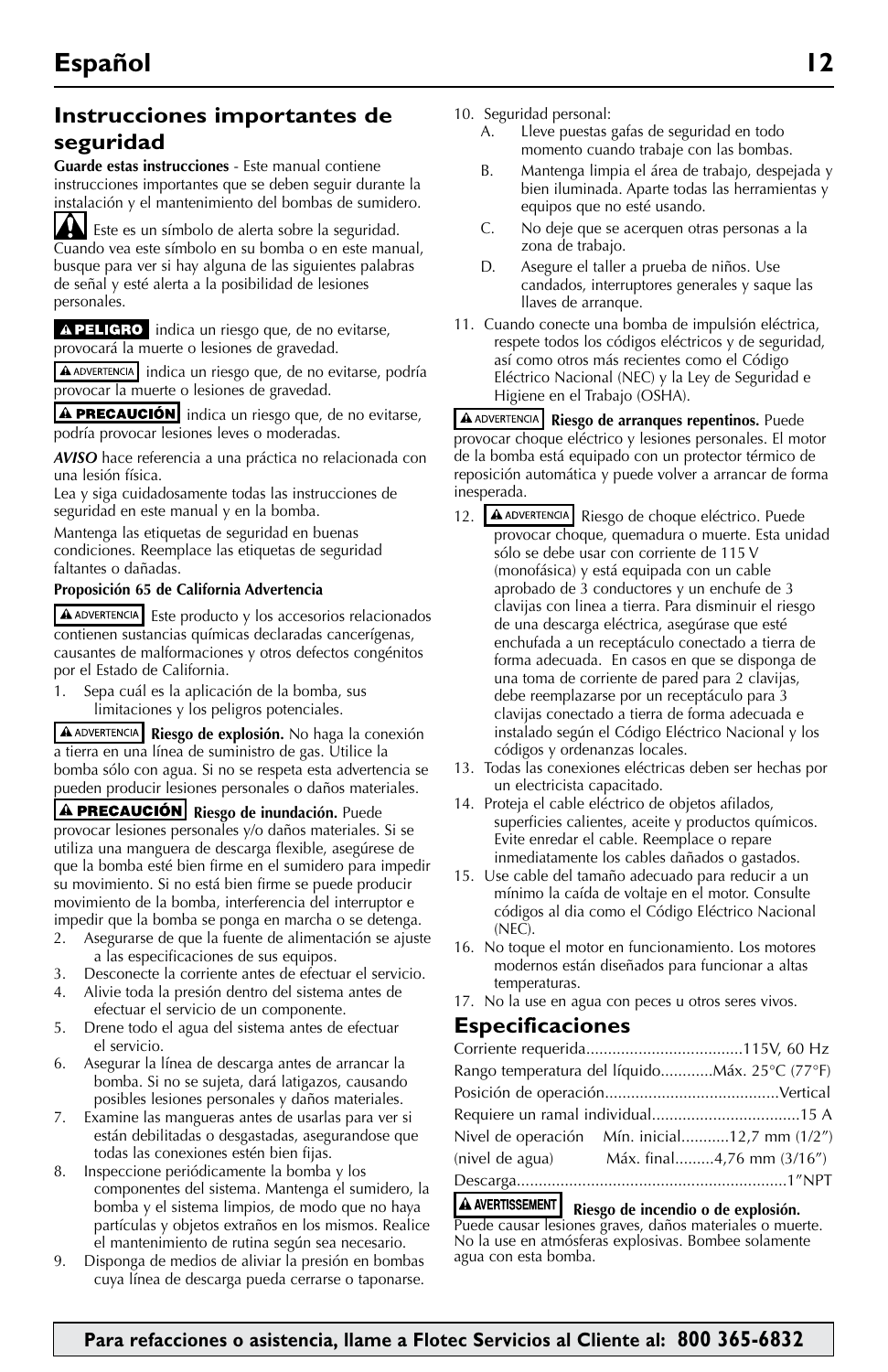# Español

## Instrucciones importantes de seguridad

**Guarde estas instrucciones** - Este manual contiene instrucciones importantes que se deben seguir durante la instalación y el mantenimiento del bombas de sumidero.

⚠ Este es un símbolo de alerta sobre la seguridad. Cuando vea este símbolo en su bomba o en este manual, busque para ver si hay alguna de las siguientes palabras de señal y esté alerta a la posibilidad de lesiones personales.

**⚠ PELIGRO** indica un riesgo que, de no evitarse, provocará la muerte o lesiones de gravedad.

**⚠ ADVERTENCIA** indica un riesgo que, de no evitarse, podría provocar la muerte o lesiones de gravedad.

**⚠ PRECAUCIÓN** indica un riesgo que, de no evitarse, podría provocar lesiones leves o moderadas.

***AVISO*** hace referencia a una práctica no relacionada con una lesión física.

Lea y siga cuidadosamente todas las instrucciones de seguridad en este manual y en la bomba.

Mantenga las etiquetas de seguridad en buenas condiciones. Reemplace las etiquetas de seguridad faltantes o dañadas.

**Proposición 65 de California Advertencia**

**⚠ ADVERTENCIA** Este producto y los accesorios relacionados contienen sustancias químicas declaradas cancerígenas, causantes de malformaciones y otros defectos congénitos por el Estado de California.

1. Sepa cuál es la aplicación de la bomba, sus limitaciones y los peligros potenciales.

**⚠ ADVERTENCIA** **Riesgo de explosión.** No haga la conexión a tierra en una línea de suministro de gas. Utilice la bomba sólo con agua. Si no se respeta esta advertencia se pueden producir lesiones personales o daños materiales.

**⚠ PRECAUCIÓN** **Riesgo de inundación.** Puede provocar lesiones personales y/o daños materiales. Si se utiliza una manguera de descarga flexible, asegúrese de que la bomba esté bien firme en el sumidero para impedir su movimiento. Si no está bien firme se puede producir movimiento de la bomba, interferencia del interruptor e impedir que la bomba se ponga en marcha o se detenga.

2. Asegurarse de que la fuente de alimentación se ajuste a las especificaciones de sus equipos.
3. Desconecte la corriente antes de efectuar el servicio.
4. Alivie toda la presión dentro del sistema antes de efectuar el servicio de un componente.
5. Drene todo el agua del sistema antes de efectuar el servicio.
6. Asegurar la línea de descarga antes de arrancar la bomba. Si no se sujeta, dará latigazos, causando posibles lesiones personales y daños materiales.
7. Examine las mangueras antes de usarlas para ver si están debilitadas o desgastadas, asegurandose que todas las conexiones estén bien fijas.
8. Inspeccione periódicamente la bomba y los componentes del sistema. Mantenga el sumidero, la bomba y el sistema limpios, de modo que no haya partículas y objetos extraños en los mismos. Realice el mantenimiento de rutina según sea necesario.
9. Disponga de medios de aliviar la presión en bombas cuya línea de descarga pueda cerrarse o taponarse.
10. Seguridad personal:
    A. Lleve puestas gafas de seguridad en todo momento cuando trabaje con las bombas.
    B. Mantenga limpia el área de trabajo, despejada y bien iluminada. Aparte todas las herramientas y equipos que no esté usando.
    C. No deje que se acerquen otras personas a la zona de trabajo.
    D. Asegure el taller a prueba de niños. Use candados, interruptores generales y saque las llaves de arranque.
11. Cuando conecte una bomba de impulsión eléctrica, respete todos los códigos eléctricos y de seguridad, así como otros más recientes como el Código Eléctrico Nacional (NEC) y la Ley de Seguridad e Higiene en el Trabajo (OSHA).

**⚠ ADVERTENCIA** **Riesgo de arranques repentinos.** Puede provocar choque eléctrico y lesiones personales. El motor de la bomba está equipado con un protector térmico de reposición automática y puede volver a arrancar de forma inesperada.

12. **⚠ ADVERTENCIA** Riesgo de choque eléctrico. Puede provocar choque, quemadura o muerte. Esta unidad sólo se debe usar con corriente de 115 V (monofásica) y está equipada con un cable aprobado de 3 conductores y un enchufe de 3 clavijas con linea a tierra. Para disminuir el riesgo de una descarga eléctrica, asegúrese que esté enchufada a un receptáculo conectado a tierra de forma adecuada. En casos en que se disponga de una toma de corriente de pared para 2 clavijas, debe reemplazarse por un receptáculo para 3 clavijas conectado a tierra de forma adecuada e instalado según el Código Eléctrico Nacional y los códigos y ordenanzas locales.
13. Todas las conexiones eléctricas deben ser hechas por un electricista capacitado.
14. Proteja el cable eléctrico de objetos afilados, superficies calientes, aceite y productos químicos. Evite enredar el cable. Reemplace o repare inmediatamente los cables dañados o gastados.
15. Use cable del tamaño adecuado para reducir a un mínimo la caída de voltaje en el motor. Consulte códigos al dia como el Código Eléctrico Nacional (NEC).
16. No toque el motor en funcionamiento. Los motores modernos están diseñados para funcionar a altas temperaturas.
17. No la use en agua con peces u otros seres vivos.

## Especificaciones

Corriente requerida....................................115V, 60 Hz

Rango temperatura del líquido............Máx. 25°C (77°F)

Posición de operación........................................Vertical

Requiere un ramal individual.................................15 A

Nivel de operación (nivel de agua) Mín. inicial...........12,7 mm (1/2") Máx. final.........4,76 mm (3/16")

Descarga..............................................................1"NPT

**⚠ AVERTISSEMENT** **Riesgo de incendio o de explosión.** Puede causar lesiones graves, daños materiales o muerte. No la use en atmósferas explosivas. Bombee solamente agua con esta bomba.

**Para refacciones o asistencia, llame a Flotec Servicios al Cliente al: 800 365-6832**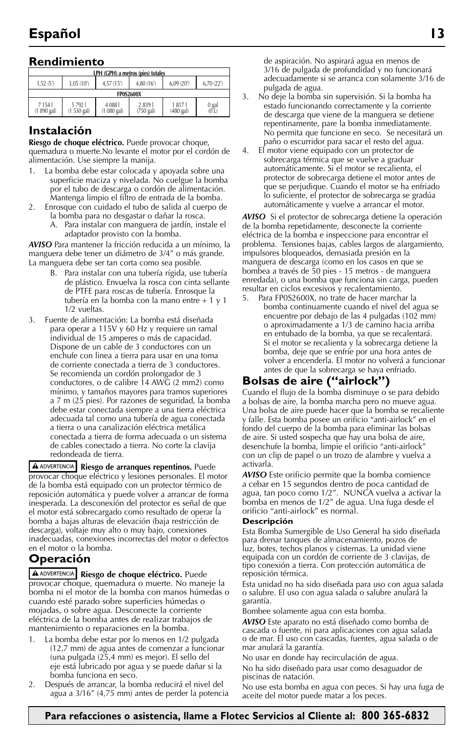## Rendimiento

| LPH (GPH) a metros (pies) totales | | | | | |
|---|---|---|---|---|---|
| 1,52 (5') | 3,05 (10') | 4,57 (15') | 4,80 (16') | 6,09 (20') | 6,70 (22') |
| FP0S2600X | | | | | |
| 7 154 l (1 890 gal) | 5 792 l (1 530 gal) | 4 088 l (1 080 gal) | 2 839 l (750 gal) | 1 817 l (480 gal) | 0 gal (0 L) |

## Instalación

**Riesgo de choque eléctrico.** Puede provocar choque, quemadura o muerte.No levante el motor por el cordón de alimentación. Use siempre la manija.

1. La bomba debe estar colocada y apoyada sobre una superficie maciza y nivelada. No cuelgue la bomba por el tubo de descarga o cordón de alimentación. Mantenga limpio el filtro de entrada de la bomba.
2. Enrosque con cuidado el tubo de salida al cuerpo de la bomba para no desgastar o dañar la rosca.
   A. Para instalar con manguera de jardín, instale el adaptador provisto con la bomba.

***AVISO*** Para mantener la fricción reducida a un mínimo, la manguera debe tener un diámetro de 3/4" o más grande. La manguera debe ser tan corta como sea posible.

   B. Para instalar con una tubería rígida, use tubería de plástico. Envuelva la rosca con cinta sellante de PTFE para roscas de tubería. Enrosque la tubería en la bomba con la mano entre + 1 y 1 1/2 vueltas.

3. Fuente de alimentación: La bomba está diseñada para operar a 115V y 60 Hz y requiere un ramal individual de 15 amperes o más de capacidad. Dispone de un cable de 3 conductores con un enchufe con linea a tierra para usar en una toma de corriente conectada a tierra de 3 conductores. Se recomienda un cordón prolongador de 3 conductores, o de calibre 14 AWG (2 mm2) como mínimo, y tamaños mayores para tramos superiores a 7 m (25 pies). Por razones de seguridad, la bomba debe estar conectada siempre a una tierra eléctrica adecuada tal como una tubería de agua conectada a tierra o una canalización eléctrica metálica conectada a tierra de forma adecuada o un sistema de cables conectado a tierra. No corte la clavija redondeada de tierra.

**⚠ ADVERTENCIA** **Riesgo de arranques repentinos.** Puede provocar choque eléctrico y lesiones personales. El motor de la bomba está equipado con un protector térmico de reposición automática y puede volver a arrancar de forma inesperada. La desconexión del protector es señal de que el motor está sobrecargado como resultado de operar la bomba a bajas alturas de elevación (baja restricción de descarga), voltaje muy alto o muy bajo, conexiones inadecuadas, conexiones incorrectas del motor o defectos en el motor o la bomba.

## Operación

**⚠ ADVERTENCIA** **Riesgo de choque eléctrico.** Puede provocar choque, quemadura o muerte. No maneje la bomba ni el motor de la bomba con manos húmedas o cuando esté parado sobre superficies húmedas o mojadas, o sobre agua. Desconecte la corriente eléctrica de la bomba antes de realizar trabajos de mantenimiento o reparaciones en la bomba.

1. La bomba debe estar por lo menos en 1/2 pulgada (12,7 mm) de agua antes de comenzar a funcionar (una pulgada (25,4 mm) es mejor). El sello del eje está lubricado por agua y se puede dañar si la bomba funciona en seco.
2. Después de arrancar, la bomba reducirá el nivel del agua a 3/16" (4,75 mm) antes de perder la potencia de aspiración. No aspirará agua en menos de 3/16 de pulgada de profundidad y no funcionará adecuadamente si se arranca con solamente 3/16 de pulgada de agua.
3. No deje la bomba sin supervisión. Si la bomba ha estado funcionando correctamente y la corriente de descarga que viene de la manguera se detiene repentinamente, pare la bomba inmediatamente. No permita que funcione en seco. Se necesitará un paño o escurridor para sacar el resto del agua.
4. El motor viene equipado con un protector de sobrecarga térmica que se vuelve a graduar automáticamente. Si el motor se recalienta, el protector de sobrecarga detiene el motor antes de que se perjudique. Cuando el motor se ha enfriado lo suficiente, el protector de sobrecarga se gradúa automáticamente y vuelve a arrancar el motor.

***AVISO*** Si el protector de sobrecarga detiene la operación de la bomba repetidamente, desconecte la corriente eléctrica de la bomba e inspeccione para encontrar el problema. Tensiones bajas, cables largos de alargamiento, impulsores bloqueados, demasiada presión en la manguera de descarga (como en los casos en que se bombea a través de 50 pies - 15 metros - de manguera enredada), o una bomba que funciona sin carga, pueden resultar en ciclos excesivos y recalentamiento.

5. Para FP0S2600X, no trate de hacer marchar la bomba continuamente cuando el nivel del agua se encuentre por debajo de las 4 pulgadas (102 mm) o aproximadamente a 1/3 de camino hacia arriba en entubado de la bomba, ya que se recalentará. Si el motor se recalienta y la sobrecarga detiene la bomba, deje que se enfríe por una hora antes de volver a encenderla. El motor no volverá a funcionar antes de que la sobrecarga se haya enfriado.

## Bolsas de aire ("airlock")

Cuando el flujo de la bomba disminuye o se para debido a bolsas de aire, la bomba marcha pero no mueve agua. Una bolsa de aire puede hacer que la bomba se recaliente y falle. Esta bomba posee un orificio "anti-airlock" en el fondo del cuerpo de la bomba para eliminar las bolsas de aire. Si usted sospecha que hay una bolsa de aire, desenchufe la bomba, limpie el orificio "anti-airlock" con un clip de papel o un trozo de alambre y vuelva a activarla.

***AVISO*** Este orificio permite que la bomba comience a cebar en 15 segundos dentro de poca cantidad de agua, tan poco como 1/2". NUNCA vuelva a activar la bomba en menos de 1/2" de agua. Una fuga desde el orificio "anti-airlock" es normal.

**Descripción**

Esta Bomba Sumergible de Uso General ha sido diseñada para drenar tanques de almacenamiento, pozos de luz, botes, techos planos y cisternas. La unidad viene equipada con un cordón de corriente de 3 clavijas, de tipo conexión a tierra. Con protección automática de reposición térmica.

Esta unidad no ha sido diseñada para uso con agua salada o salubre. El uso con agua salada o salubre anulará la garantía.

Bombee solamente agua con esta bomba.

***AVISO*** Este aparato no está diseñado como bomba de cascada o fuente, ni para aplicaciones con agua salada o de mar. El uso con cascadas, fuentes, agua salada o de mar anulará la garantía.

No usar en donde hay recirculación de agua.

No ha sido diseñado para usar como desaguador de piscinas de natación.

No use esta bomba en agua con peces. Si hay una fuga de aceite del motor puede matar a los peces.

**Para refacciones o asistencia, llame a Flotec Servicios al Cliente al: 800 365-6832**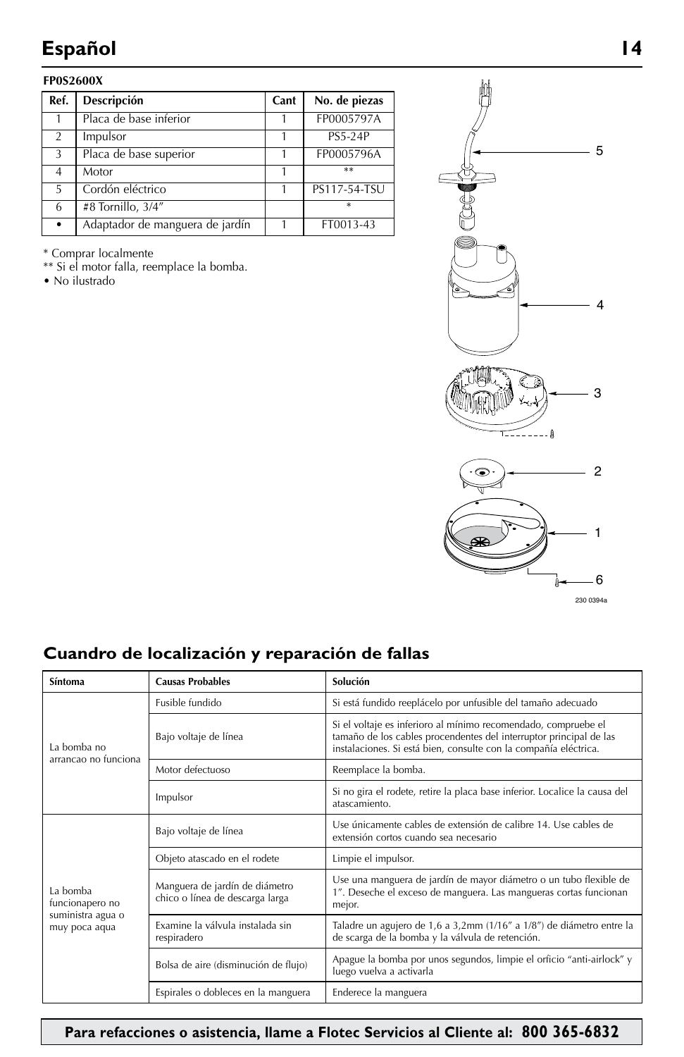# Español

**FP0S2600X**

| Ref. | Descripción | Cant | No. de piezas |
|---|---|---|---|
| 1 | Placa de base inferior | 1 | FP0005797A |
| 2 | Impulsor | 1 | PS5-24P |
| 3 | Placa de base superior | 1 | FP0005796A |
| 4 | Motor | 1 | ** |
| 5 | Cordón eléctrico | 1 | PS117-54-TSU |
| 6 | #8 Tornillo, 3/4″ | | * |
| • | Adaptador de manguera de jardín | 1 | FT0013-43 |

\* Comprar localmente
** Si el motor falla, reemplace la bomba.
• No ilustrado

5
4
3
2
1
6

230 0394a

## Cuandro de localización y reparación de fallas

| Síntoma | Causas Probables | Solución |
|---|---|---|
| La bomba no arrancao no funciona | Fusible fundido | Si está fundido reeplácelo por unfusible del tamaño adecuado |
| | Bajo voltaje de línea | Si el voltaje es inferioro al mínimo recomendado, compruebe el tamaño de los cables procendentes del interruptor principal de las instalaciones. Si está bien, consulte con la compañía eléctrica. |
| | Motor defectuoso | Reemplace la bomba. |
| | Impulsor | Si no gira el rodete, retire la placa base inferior. Localice la causa del atascamiento. |
| La bomba funcionapero no suministra agua o muy poca aqua | Bajo voltaje de línea | Use únicamente cables de extensión de calibre 14. Use cables de extensión cortos cuando sea necesario |
| | Objeto atascado en el rodete | Limpie el impulsor. |
| | Manguera de jardín de diámetro chico o línea de descarga larga | Use una manguera de jardín de mayor diámetro o un tubo flexible de 1″. Deseche el exceso de manguera. Las mangueras cortas funcionan mejor. |
| | Examine la válvula instalada sin respiradero | Taladre un agujero de 1,6 a 3,2mm (1/16″ a 1/8″) de diámetro entre la de scarga de la bomba y la válvula de retención. |
| | Bolsa de aire (disminución de flujo) | Apague la bomba por unos segundos, limpie el orificio "anti-airlock" y luego vuelva a activarla |
| | Espirales o dobleces en la manguera | Enderece la manguera |

**Para refacciones o asistencia, llame a Flotec Servicios al Cliente al: 800 365-6832**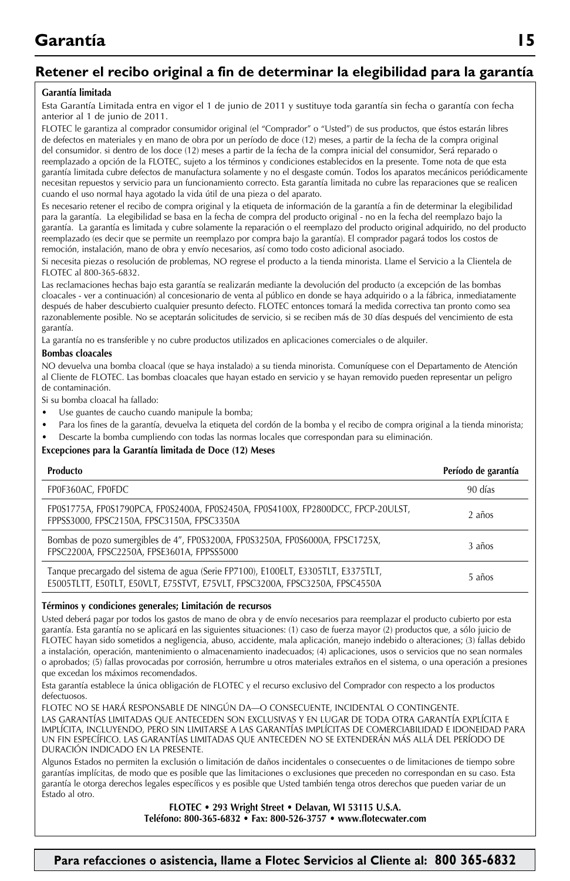# Garantía

## Retener el recibo original a fin de determinar la elegibilidad para la garantía

**Garantía limitada**

Esta Garantía Limitada entra en vigor el 1 de junio de 2011 y sustituye toda garantía sin fecha o garantía con fecha anterior al 1 de junio de 2011.

FLOTEC le garantiza al comprador consumidor original (el "Comprador" o "Usted") de sus productos, que éstos estarán libres de defectos en materiales y en mano de obra por un período de doce (12) meses, a partir de la fecha de la compra original del consumidor. si dentro de los doce (12) meses a partir de la fecha de la compra inicial del consumidor, Será reparado o reemplazado a opción de la FLOTEC, sujeto a los términos y condiciones establecidos en la presente. Tome nota de que esta garantía limitada cubre defectos de manufactura solamente y no el desgaste común. Todos los aparatos mecánicos periódicamente necesitan repuestos y servicio para un funcionamiento correcto. Esta garantía limitada no cubre las reparaciones que se realicen cuando el uso normal haya agotado la vida útil de una pieza o del aparato.

Es necesario retener el recibo de compra original y la etiqueta de información de la garantía a fin de determinar la elegibilidad para la garantía. La elegibilidad se basa en la fecha de compra del producto original - no en la fecha del reemplazo bajo la garantía. La garantía es limitada y cubre solamente la reparación o el reemplazo del producto original adquirido, no del producto reemplazado (es decir que se permite un reemplazo por compra bajo la garantía). El comprador pagará todos los costos de remoción, instalación, mano de obra y envío necesarios, así como todo costo adicional asociado.

Si necesita piezas o resolución de problemas, NO regrese el producto a la tienda minorista. Llame el Servicio a la Clientela de FLOTEC al 800-365-6832.

Las reclamaciones hechas bajo esta garantía se realizarán mediante la devolución del producto (a excepción de las bombas cloacales - ver a continuación) al concesionario de venta al público en donde se haya adquirido o a la fábrica, inmediatamente después de haber descubierto cualquier presunto defecto. FLOTEC entonces tomará la medida correctiva tan pronto como sea razonablemente posible. No se aceptarán solicitudes de servicio, si se reciben más de 30 días después del vencimiento de esta garantía.

La garantía no es transferible y no cubre productos utilizados en aplicaciones comerciales o de alquiler.

**Bombas cloacales**

NO devuelva una bomba cloacal (que se haya instalado) a su tienda minorista. Comuníquese con el Departamento de Atención al Cliente de FLOTEC. Las bombas cloacales que hayan estado en servicio y se hayan removido pueden representar un peligro de contaminación.

Si su bomba cloacal ha fallado:

- Use guantes de caucho cuando manipule la bomba;
- Para los fines de la garantía, devuelva la etiqueta del cordón de la bomba y el recibo de compra original a la tienda minorista;
- Descarte la bomba cumpliendo con todas las normas locales que correspondan para su eliminación.

**Excepciones para la Garantía limitada de Doce (12) Meses**

| Producto | Período de garantía |
|---|---|
| FP0F360AC, FP0FDC | 90 días |
| FP0S1775A, FP0S1790PCA, FP0S2400A, FP0S2450A, FP0S4100X, FP2800DCC, FPCP-20ULST, FPPSS3000, FPSC2150A, FPSC3150A, FPSC3350A | 2 años |
| Bombas de pozo sumergibles de 4", FP0S3200A, FP0S3250A, FP0S6000A, FPSC1725X, FPSC2200A, FPSC2250A, FPSE3601A, FPPSS5000 | 3 años |
| Tanque precargado del sistema de agua (Serie FP7100), E100ELT, E3305TLT, E3375TLT, E5005TLTT, E50TLT, E50VLT, E75STVT, E75VLT, FPSC3200A, FPSC3250A, FPSC4550A | 5 años |

**Términos y condiciones generales; Limitación de recursos**

Usted deberá pagar por todos los gastos de mano de obra y de envío necesarios para reemplazar el producto cubierto por esta garantía. Esta garantía no se aplicará en las siguientes situaciones: (1) caso de fuerza mayor (2) productos que, a sólo juicio de FLOTEC hayan sido sometidos a negligencia, abuso, accidente, mala aplicación, manejo indebido o alteraciones; (3) fallas debido a instalación, operación, mantenimiento o almacenamiento inadecuados; (4) aplicaciones, usos o servicios que no sean normales o aprobados; (5) fallas provocadas por corrosión, herrumbre u otros materiales extraños en el sistema, o una operación a presiones que excedan los máximos recomendados.

Esta garantía establece la única obligación de FLOTEC y el recurso exclusivo del Comprador con respecto a los productos defectuosos.

FLOTEC NO SE HARÁ RESPONSABLE DE NINGÚN DA—O CONSECUENTE, INCIDENTAL O CONTINGENTE.

LAS GARANTÍAS LIMITADAS QUE ANTECEDEN SON EXCLUSIVAS Y EN LUGAR DE TODA OTRA GARANTÍA EXPLÍCITA E IMPLÍCITA, INCLUYENDO, PERO SIN LIMITARSE A LAS GARANTÍAS IMPLÍCITAS DE COMERCIABILIDAD E IDONEIDAD PARA UN FIN ESPECÍFICO. LAS GARANTÍAS LIMITADAS QUE ANTECEDEN NO SE EXTENDERÁN MÁS ALLÁ DEL PERÍODO DE DURACIÓN INDICADO EN LA PRESENTE.

Algunos Estados no permiten la exclusión o limitación de daños incidentales o consecuentes o de limitaciones de tiempo sobre garantías implícitas, de modo que es posible que las limitaciones o exclusiones que preceden no correspondan en su caso. Esta garantía le otorga derechos legales específicos y es posible que Usted también tenga otros derechos que pueden variar de un Estado al otro.

**FLOTEC • 293 Wright Street • Delavan, WI 53115 U.S.A.**
**Teléfono: 800-365-6832 • Fax: 800-526-3757 • www.flotecwater.com**

**Para refacciones o asistencia, llame a Flotec Servicios al Cliente al: 800 365-6832**